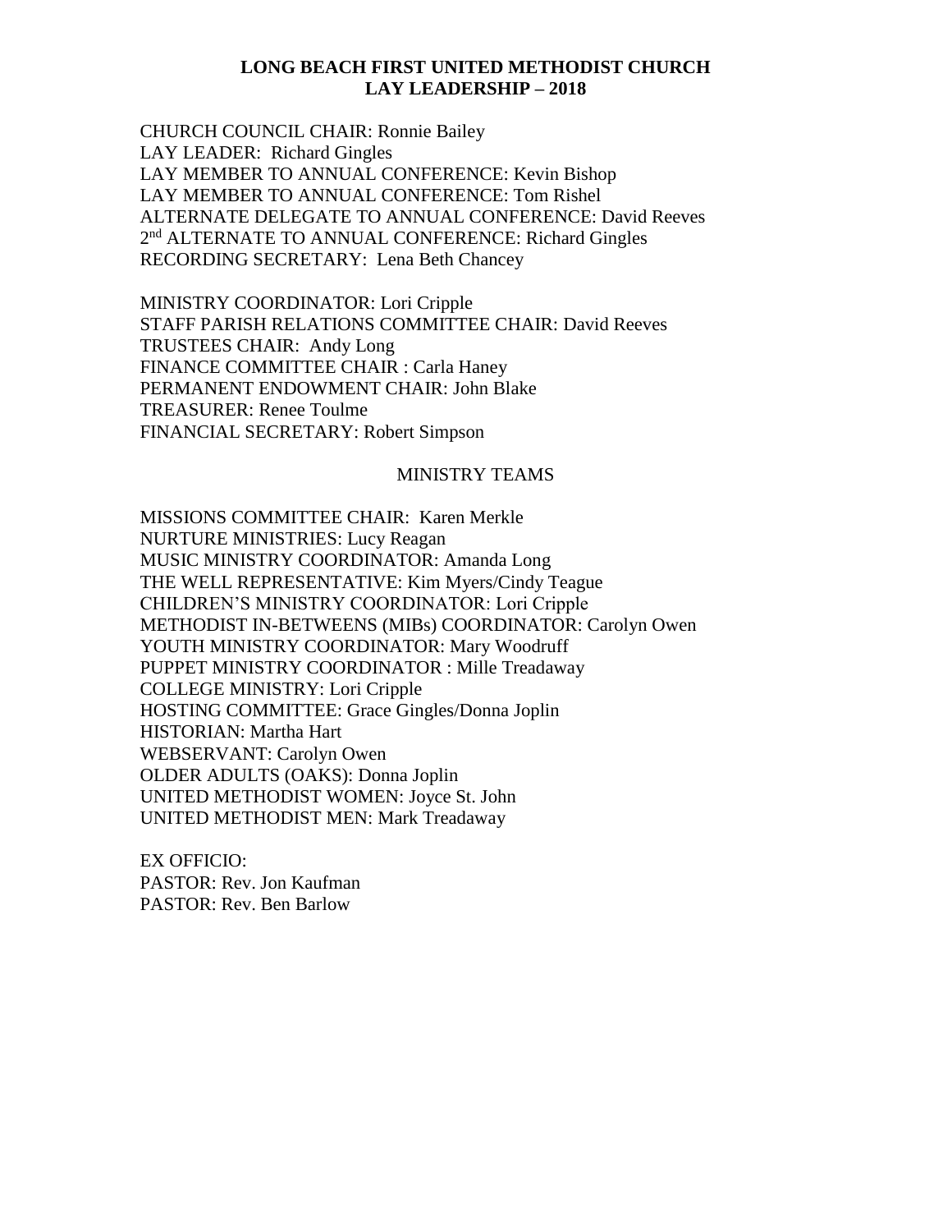**LONG BEACH FIRST UNITED METHODIST CHURCH**
**LAY LEADERSHIP – 2018**

CHURCH COUNCIL CHAIR: Ronnie Bailey
LAY LEADER: Richard Gingles
LAY MEMBER TO ANNUAL CONFERENCE: Kevin Bishop
LAY MEMBER TO ANNUAL CONFERENCE: Tom Rishel
ALTERNATE DELEGATE TO ANNUAL CONFERENCE: David Reeves
2nd ALTERNATE TO ANNUAL CONFERENCE: Richard Gingles
RECORDING SECRETARY: Lena Beth Chancey

MINISTRY COORDINATOR: Lori Cripple
STAFF PARISH RELATIONS COMMITTEE CHAIR: David Reeves
TRUSTEES CHAIR: Andy Long
FINANCE COMMITTEE CHAIR : Carla Haney
PERMANENT ENDOWMENT CHAIR: John Blake
TREASURER: Renee Toulme
FINANCIAL SECRETARY: Robert Simpson

MINISTRY TEAMS

MISSIONS COMMITTEE CHAIR: Karen Merkle
NURTURE MINISTRIES: Lucy Reagan
MUSIC MINISTRY COORDINATOR: Amanda Long
THE WELL REPRESENTATIVE: Kim Myers/Cindy Teague
CHILDREN'S MINISTRY COORDINATOR: Lori Cripple
METHODIST IN-BETWEENS (MIBs) COORDINATOR: Carolyn Owen
YOUTH MINISTRY COORDINATOR: Mary Woodruff
PUPPET MINISTRY COORDINATOR : Mille Treadaway
COLLEGE MINISTRY: Lori Cripple
HOSTING COMMITTEE: Grace Gingles/Donna Joplin
HISTORIAN: Martha Hart
WEBSERVANT: Carolyn Owen
OLDER ADULTS (OAKS): Donna Joplin
UNITED METHODIST WOMEN: Joyce St. John
UNITED METHODIST MEN: Mark Treadaway

EX OFFICIO:
PASTOR: Rev. Jon Kaufman
PASTOR: Rev. Ben Barlow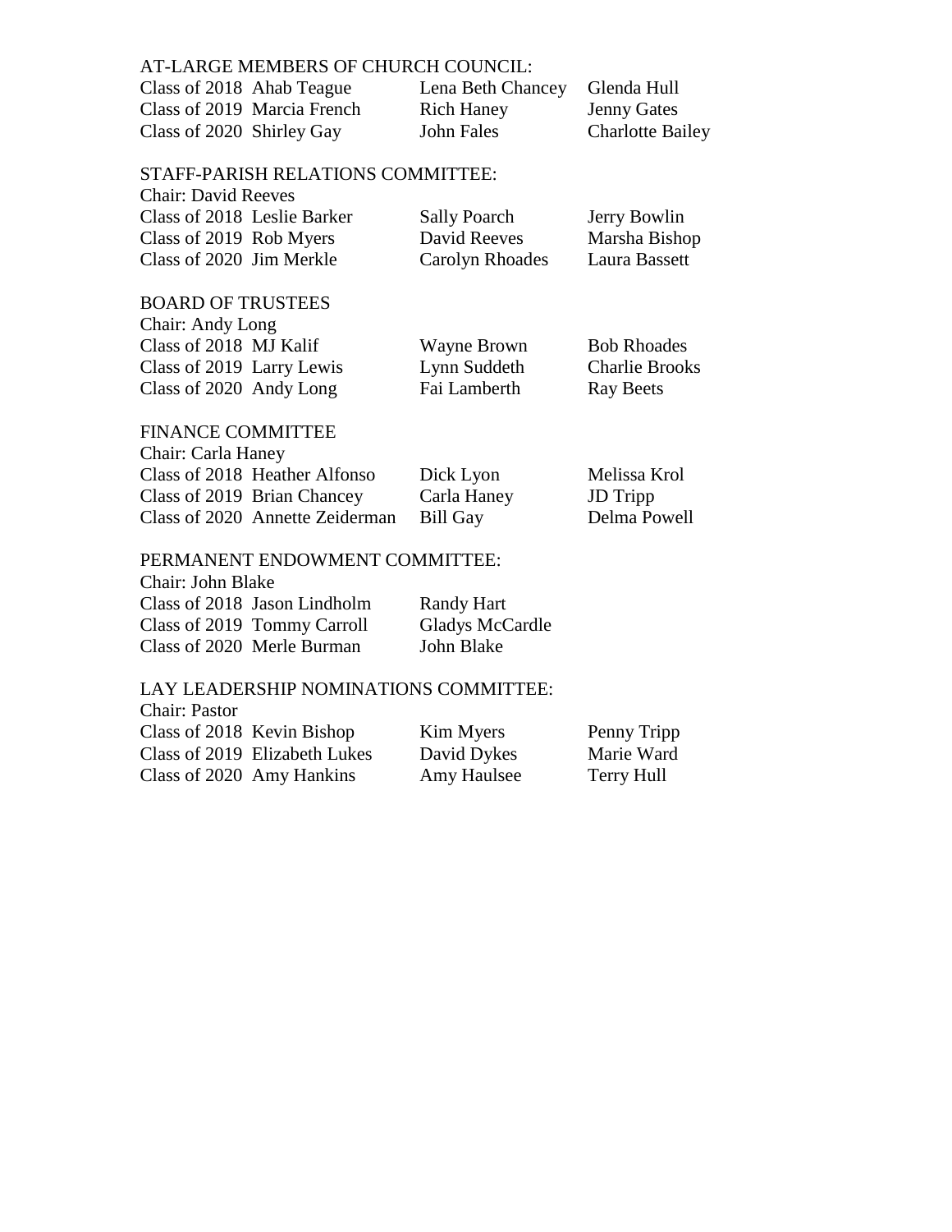## AT-LARGE MEMBERS OF CHURCH COUNCIL:

| | | | |
|---|---|---|---|
| Class of 2018 | Ahab Teague | Lena Beth Chancey | Glenda Hull |
| Class of 2019 | Marcia French | Rich Haney | Jenny Gates |
| Class of 2020 | Shirley Gay | John Fales | Charlotte Bailey |

## STAFF-PARISH RELATIONS COMMITTEE:

Chair: David Reeves

| | | | |
|---|---|---|---|
| Class of 2018 | Leslie Barker | Sally Poarch | Jerry Bowlin |
| Class of 2019 | Rob Myers | David Reeves | Marsha Bishop |
| Class of 2020 | Jim Merkle | Carolyn Rhoades | Laura Bassett |

## BOARD OF TRUSTEES

Chair: Andy Long

| | | | |
|---|---|---|---|
| Class of 2018 | MJ Kalif | Wayne Brown | Bob Rhoades |
| Class of 2019 | Larry Lewis | Lynn Suddeth | Charlie Brooks |
| Class of 2020 | Andy Long | Fai Lamberth | Ray Beets |

## FINANCE COMMITTEE

Chair: Carla Haney

| | | | |
|---|---|---|---|
| Class of 2018 | Heather Alfonso | Dick Lyon | Melissa Krol |
| Class of 2019 | Brian Chancey | Carla Haney | JD Tripp |
| Class of 2020 | Annette Zeiderman | Bill Gay | Delma Powell |

## PERMANENT ENDOWMENT COMMITTEE:

Chair: John Blake

| | | |
|---|---|---|
| Class of 2018 | Jason Lindholm | Randy Hart |
| Class of 2019 | Tommy Carroll | Gladys McCardle |
| Class of 2020 | Merle Burman | John Blake |

## LAY LEADERSHIP NOMINATIONS COMMITTEE:

Chair: Pastor

| | | | |
|---|---|---|---|
| Class of 2018 | Kevin Bishop | Kim Myers | Penny Tripp |
| Class of 2019 | Elizabeth Lukes | David Dykes | Marie Ward |
| Class of 2020 | Amy Hankins | Amy Haulsee | Terry Hull |